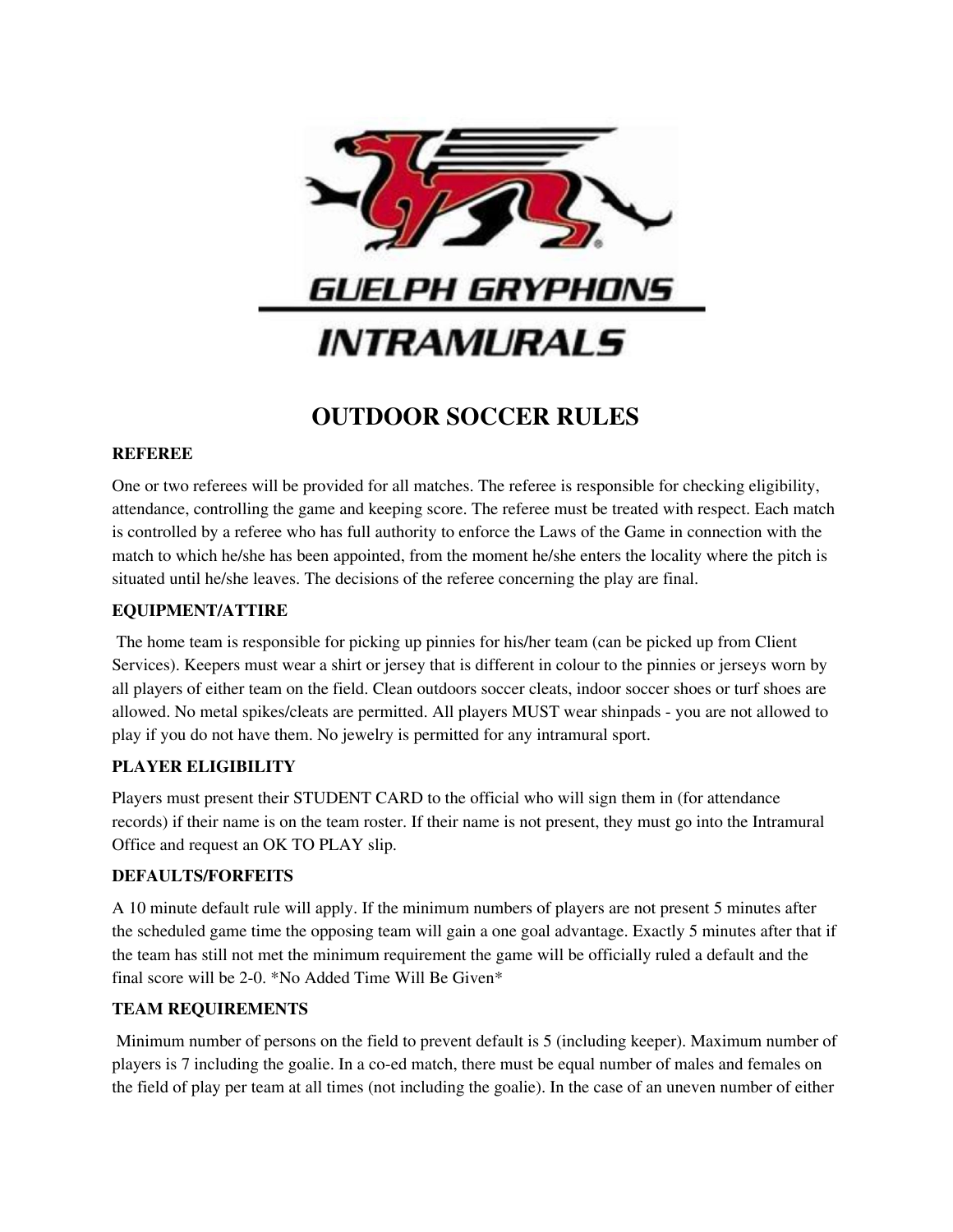**GUELPH GRYPHONS**

**INTRAMURALS**

# OUTDOOR SOCCER RULES

## REFEREE

One or two referees will be provided for all matches. The referee is responsible for checking eligibility, attendance, controlling the game and keeping score. The referee must be treated with respect. Each match is controlled by a referee who has full authority to enforce the Laws of the Game in connection with the match to which he/she has been appointed, from the moment he/she enters the locality where the pitch is situated until he/she leaves. The decisions of the referee concerning the play are final.

## EQUIPMENT/ATTIRE

The home team is responsible for picking up pinnies for his/her team (can be picked up from Client Services). Keepers must wear a shirt or jersey that is different in colour to the pinnies or jerseys worn by all players of either team on the field. Clean outdoors soccer cleats, indoor soccer shoes or turf shoes are allowed. No metal spikes/cleats are permitted. All players MUST wear shinpads - you are not allowed to play if you do not have them. No jewelry is permitted for any intramural sport.

## PLAYER ELIGIBILITY

Players must present their STUDENT CARD to the official who will sign them in (for attendance records) if their name is on the team roster. If their name is not present, they must go into the Intramural Office and request an OK TO PLAY slip.

## DEFAULTS/FORFEITS

A 10 minute default rule will apply. If the minimum numbers of players are not present 5 minutes after the scheduled game time the opposing team will gain a one goal advantage. Exactly 5 minutes after that if the team has still not met the minimum requirement the game will be officially ruled a default and the final score will be 2-0. *No Added Time Will Be Given*

## TEAM REQUIREMENTS

Minimum number of persons on the field to prevent default is 5 (including keeper). Maximum number of players is 7 including the goalie. In a co-ed match, there must be equal number of males and females on the field of play per team at all times (not including the goalie). In the case of an uneven number of either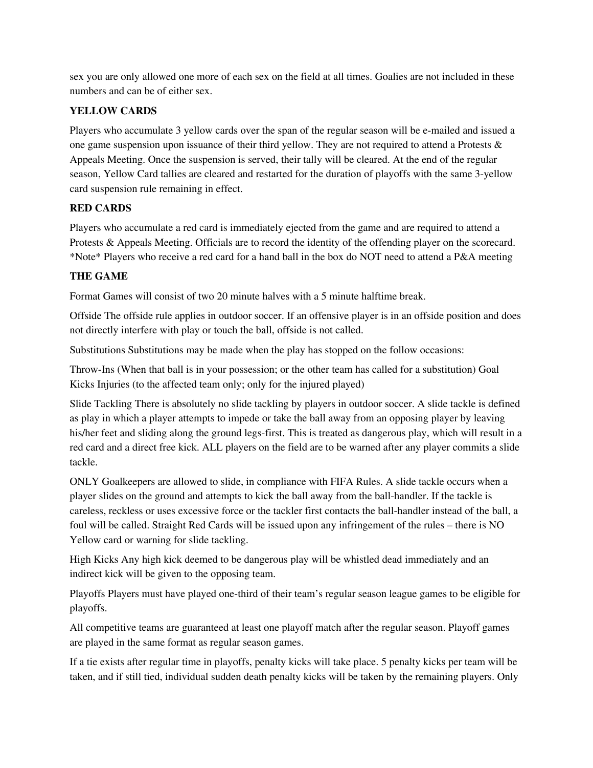sex you are only allowed one more of each sex on the field at all times. Goalies are not included in these numbers and can be of either sex.

**YELLOW CARDS**

Players who accumulate 3 yellow cards over the span of the regular season will be e-mailed and issued a one game suspension upon issuance of their third yellow. They are not required to attend a Protests & Appeals Meeting. Once the suspension is served, their tally will be cleared. At the end of the regular season, Yellow Card tallies are cleared and restarted for the duration of playoffs with the same 3-yellow card suspension rule remaining in effect.

**RED CARDS**

Players who accumulate a red card is immediately ejected from the game and are required to attend a Protests & Appeals Meeting. Officials are to record the identity of the offending player on the scorecard. *Note* Players who receive a red card for a hand ball in the box do NOT need to attend a P&A meeting

**THE GAME**

Format Games will consist of two 20 minute halves with a 5 minute halftime break.

Offside The offside rule applies in outdoor soccer. If an offensive player is in an offside position and does not directly interfere with play or touch the ball, offside is not called.

Substitutions Substitutions may be made when the play has stopped on the follow occasions:

Throw-Ins (When that ball is in your possession; or the other team has called for a substitution) Goal Kicks Injuries (to the affected team only; only for the injured played)

Slide Tackling There is absolutely no slide tackling by players in outdoor soccer. A slide tackle is defined as play in which a player attempts to impede or take the ball away from an opposing player by leaving his/her feet and sliding along the ground legs-first. This is treated as dangerous play, which will result in a red card and a direct free kick. ALL players on the field are to be warned after any player commits a slide tackle.

ONLY Goalkeepers are allowed to slide, in compliance with FIFA Rules. A slide tackle occurs when a player slides on the ground and attempts to kick the ball away from the ball-handler. If the tackle is careless, reckless or uses excessive force or the tackler first contacts the ball-handler instead of the ball, a foul will be called. Straight Red Cards will be issued upon any infringement of the rules – there is NO Yellow card or warning for slide tackling.

High Kicks Any high kick deemed to be dangerous play will be whistled dead immediately and an indirect kick will be given to the opposing team.

Playoffs Players must have played one-third of their team's regular season league games to be eligible for playoffs.

All competitive teams are guaranteed at least one playoff match after the regular season. Playoff games are played in the same format as regular season games.

If a tie exists after regular time in playoffs, penalty kicks will take place. 5 penalty kicks per team will be taken, and if still tied, individual sudden death penalty kicks will be taken by the remaining players. Only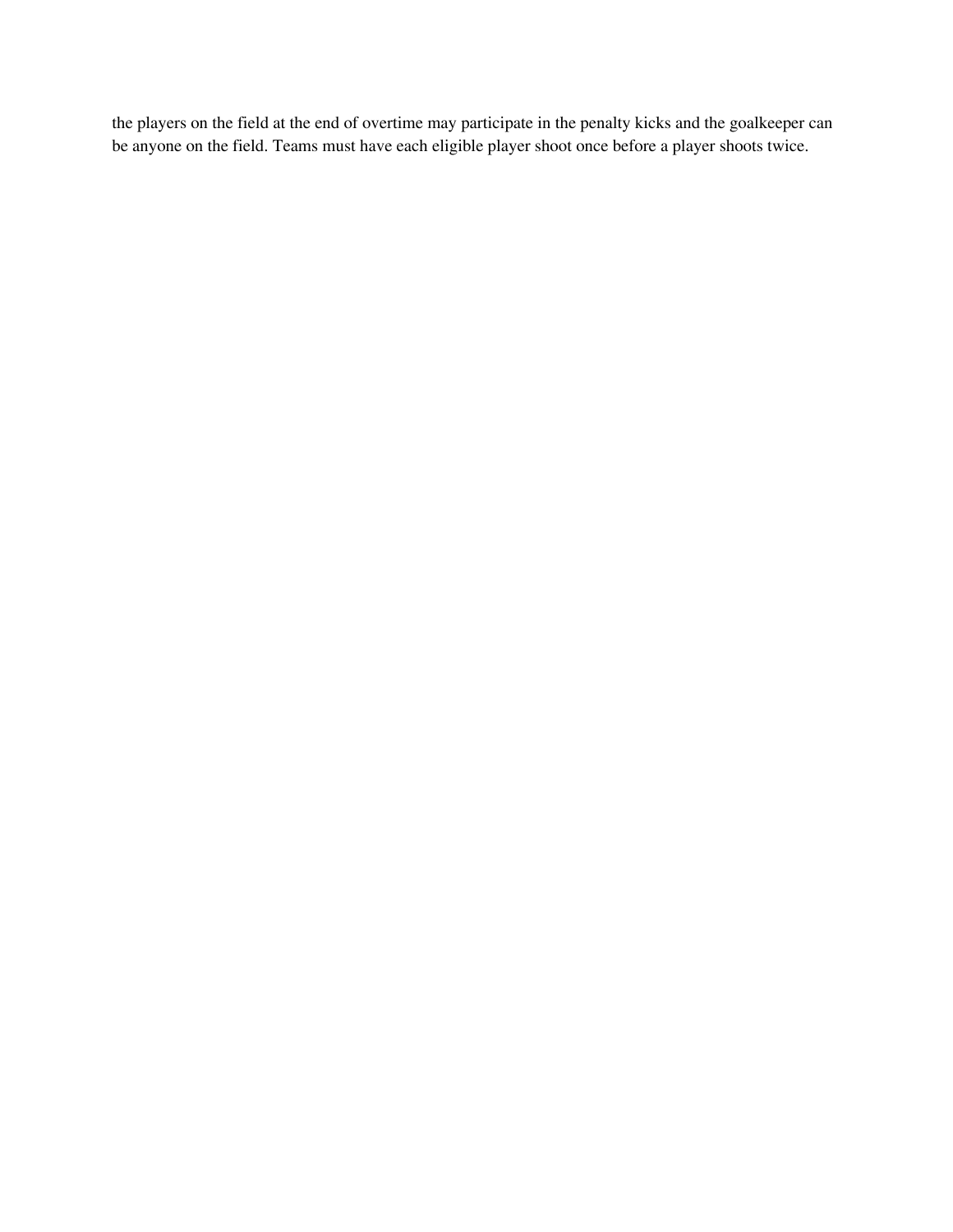the players on the field at the end of overtime may participate in the penalty kicks and the goalkeeper can be anyone on the field. Teams must have each eligible player shoot once before a player shoots twice.